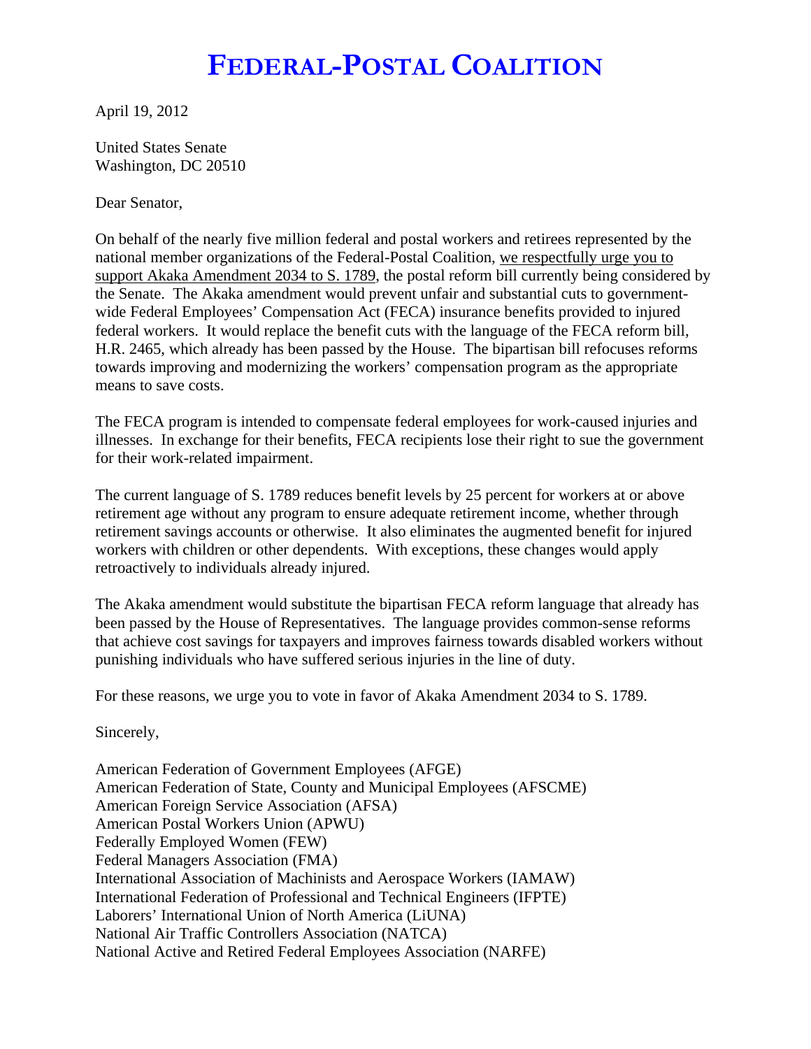# FEDERAL-POSTAL COALITION

April 19, 2012

United States Senate
Washington, DC 20510

Dear Senator,

On behalf of the nearly five million federal and postal workers and retirees represented by the national member organizations of the Federal-Postal Coalition, we respectfully urge you to support Akaka Amendment 2034 to S. 1789, the postal reform bill currently being considered by the Senate. The Akaka amendment would prevent unfair and substantial cuts to government-wide Federal Employees' Compensation Act (FECA) insurance benefits provided to injured federal workers. It would replace the benefit cuts with the language of the FECA reform bill, H.R. 2465, which already has been passed by the House. The bipartisan bill refocuses reforms towards improving and modernizing the workers' compensation program as the appropriate means to save costs.

The FECA program is intended to compensate federal employees for work-caused injuries and illnesses. In exchange for their benefits, FECA recipients lose their right to sue the government for their work-related impairment.

The current language of S. 1789 reduces benefit levels by 25 percent for workers at or above retirement age without any program to ensure adequate retirement income, whether through retirement savings accounts or otherwise. It also eliminates the augmented benefit for injured workers with children or other dependents. With exceptions, these changes would apply retroactively to individuals already injured.

The Akaka amendment would substitute the bipartisan FECA reform language that already has been passed by the House of Representatives. The language provides common-sense reforms that achieve cost savings for taxpayers and improves fairness towards disabled workers without punishing individuals who have suffered serious injuries in the line of duty.

For these reasons, we urge you to vote in favor of Akaka Amendment 2034 to S. 1789.

Sincerely,

American Federation of Government Employees (AFGE)
American Federation of State, County and Municipal Employees (AFSCME)
American Foreign Service Association (AFSA)
American Postal Workers Union (APWU)
Federally Employed Women (FEW)
Federal Managers Association (FMA)
International Association of Machinists and Aerospace Workers (IAMAW)
International Federation of Professional and Technical Engineers (IFPTE)
Laborers' International Union of North America (LiUNA)
National Air Traffic Controllers Association (NATCA)
National Active and Retired Federal Employees Association (NARFE)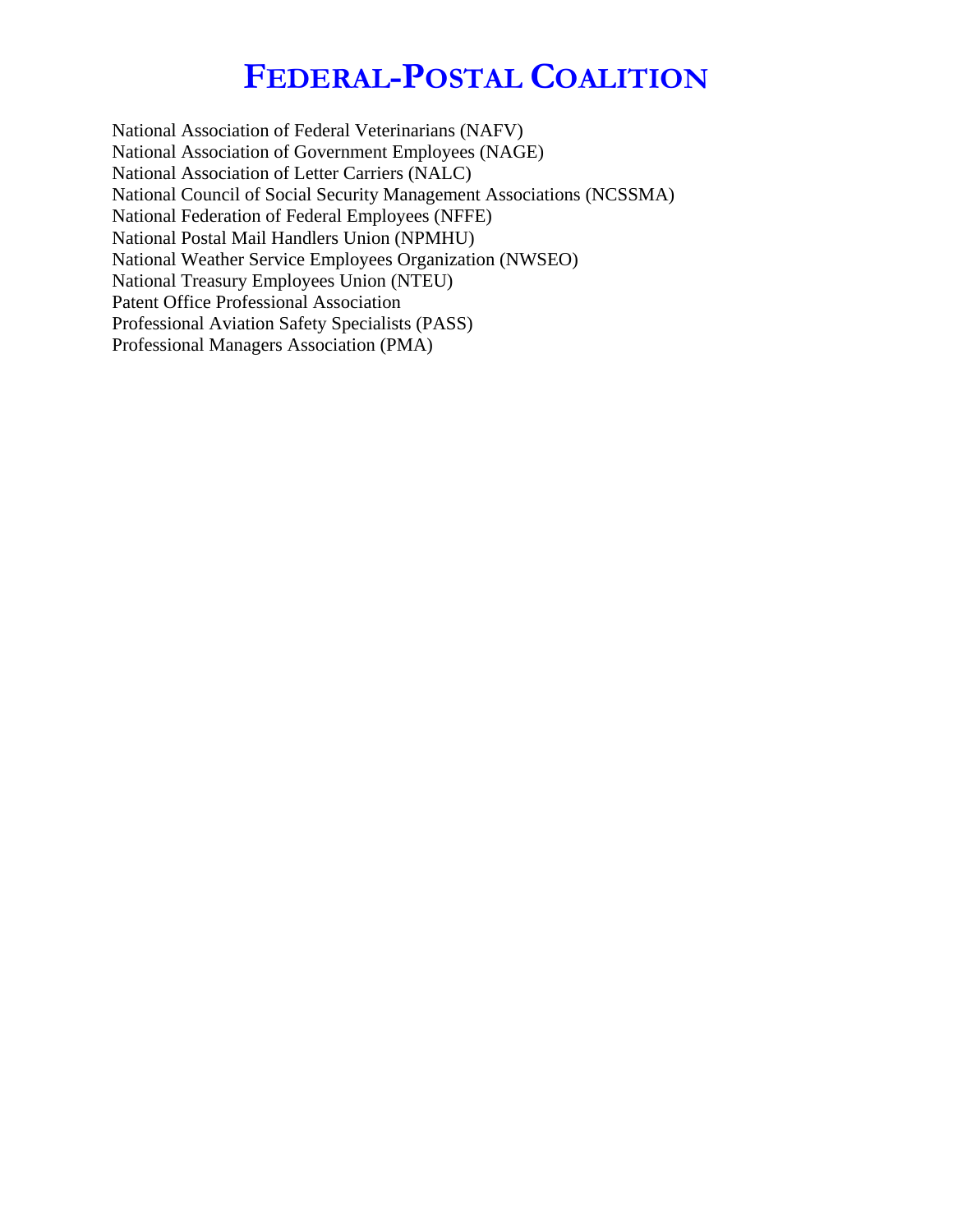# FEDERAL-POSTAL COALITION

National Association of Federal Veterinarians (NAFV)
National Association of Government Employees (NAGE)
National Association of Letter Carriers (NALC)
National Council of Social Security Management Associations (NCSSMA)
National Federation of Federal Employees (NFFE)
National Postal Mail Handlers Union (NPMHU)
National Weather Service Employees Organization (NWSEO)
National Treasury Employees Union (NTEU)
Patent Office Professional Association
Professional Aviation Safety Specialists (PASS)
Professional Managers Association (PMA)